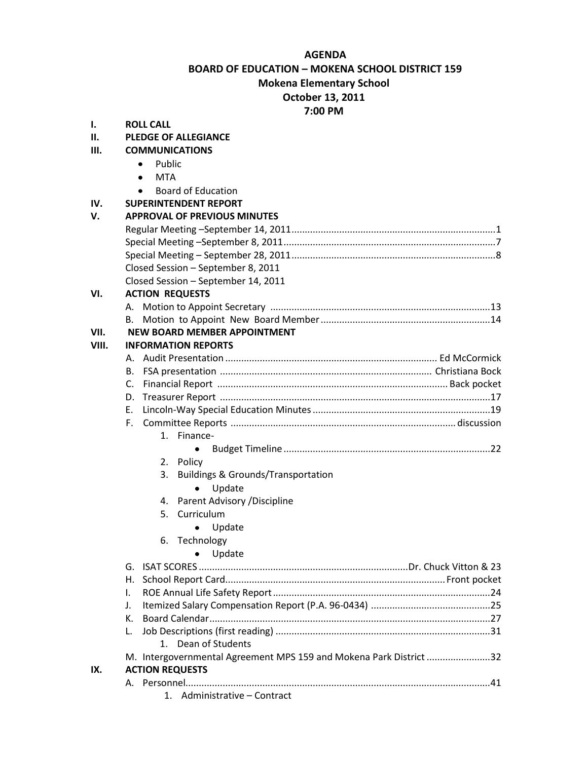# AGENDA

## BOARD OF EDUCATION – MOKENA SCHOOL DISTRICT 159

**Mokena Elementary School**
**October 13, 2011**
**7:00 PM**

**I. ROLL CALL**

**II. PLEDGE OF ALLEGIANCE**

**III. COMMUNICATIONS**

- Public
- MTA
- Board of Education

**IV. SUPERINTENDENT REPORT**

**V. APPROVAL OF PREVIOUS MINUTES**

Regular Meeting –September 14, 2011 .......... 1
Special Meeting –September 8, 2011 .......... 7
Special Meeting – September 28, 2011 .......... 8
Closed Session – September 8, 2011
Closed Session – September 14, 2011

**VI. ACTION REQUESTS**

A. Motion to Appoint Secretary .......... 13
B. Motion to Appoint New Board Member .......... 14

**VII. NEW BOARD MEMBER APPOINTMENT**

**VIII. INFORMATION REPORTS**

A. Audit Presentation .......... Ed McCormick
B. FSA presentation .......... Christiana Bock
C. Financial Report .......... Back pocket
D. Treasurer Report .......... 17
E. Lincoln-Way Special Education Minutes .......... 19
F. Committee Reports .......... discussion
   1. Finance-
      - Budget Timeline .......... 22
   2. Policy
   3. Buildings & Grounds/Transportation
      - Update
   4. Parent Advisory /Discipline
   5. Curriculum
      - Update
   6. Technology
      - Update

G. ISAT SCORES .......... Dr. Chuck Vitton & 23
H. School Report Card .......... Front pocket
I. ROE Annual Life Safety Report .......... 24
J. Itemized Salary Compensation Report (P.A. 96-0434) .......... 25
K. Board Calendar .......... 27
L. Job Descriptions (first reading) .......... 31
   1. Dean of Students

M. Intergovernmental Agreement MPS 159 and Mokena Park District .......... 32

**IX. ACTION REQUESTS**

A. Personnel .......... 41
   1. Administrative – Contract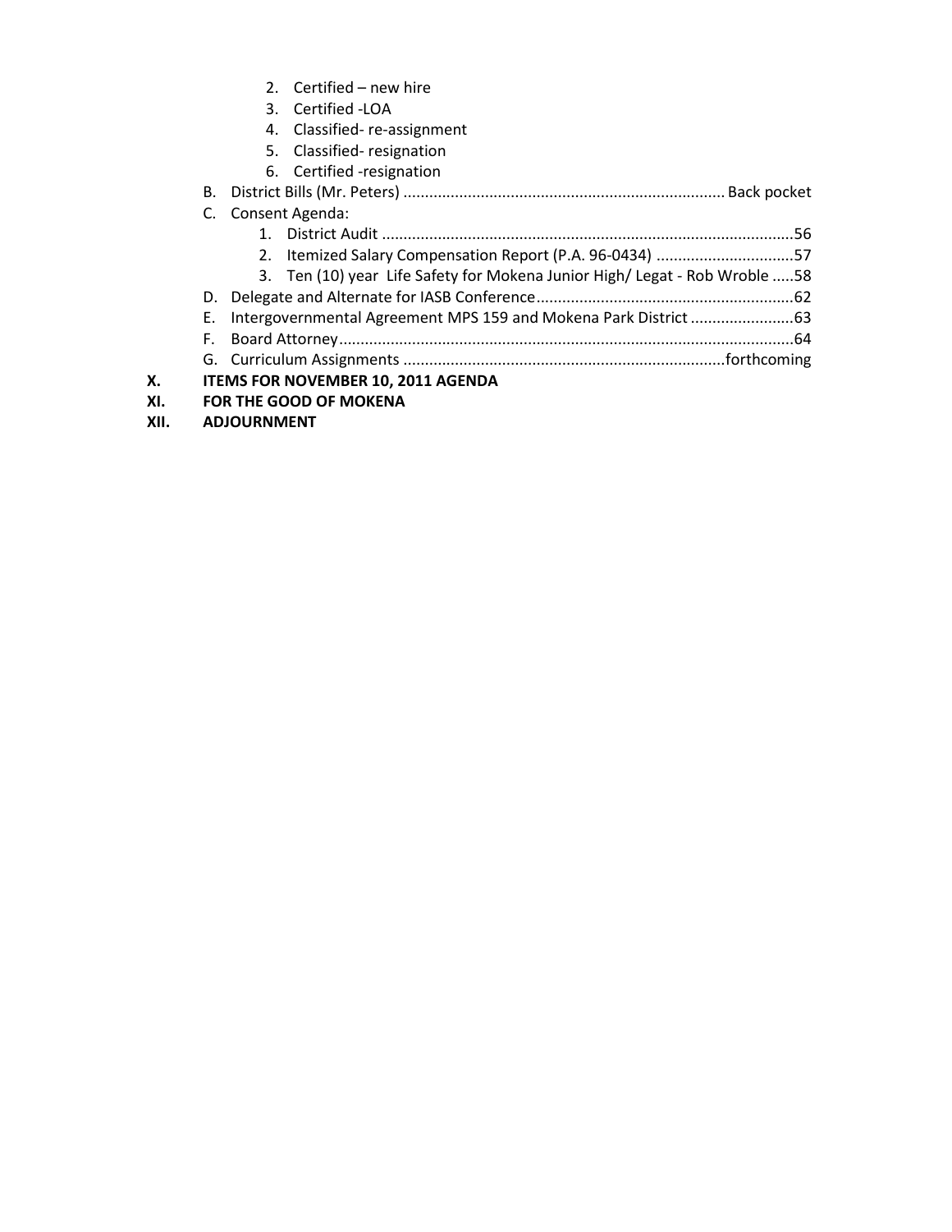2. Certified – new hire
   3. Certified -LOA
   4. Classified- re-assignment
   5. Classified- resignation
   6. Certified -resignation

B. District Bills (Mr. Peters) .......................................................................... Back pocket

C. Consent Agenda:
   1. District Audit ...............................................................................................56
   2. Itemized Salary Compensation Report (P.A. 96-0434) ................................57
   3. Ten (10) year Life Safety for Mokena Junior High/ Legat - Rob Wroble .....58

D. Delegate and Alternate for IASB Conference...........................................................62

E. Intergovernmental Agreement MPS 159 and Mokena Park District ........................63

F. Board Attorney.........................................................................................................64

G. Curriculum Assignments ..........................................................................forthcoming

**X. ITEMS FOR NOVEMBER 10, 2011 AGENDA**

**XI. FOR THE GOOD OF MOKENA**

**XII. ADJOURNMENT**